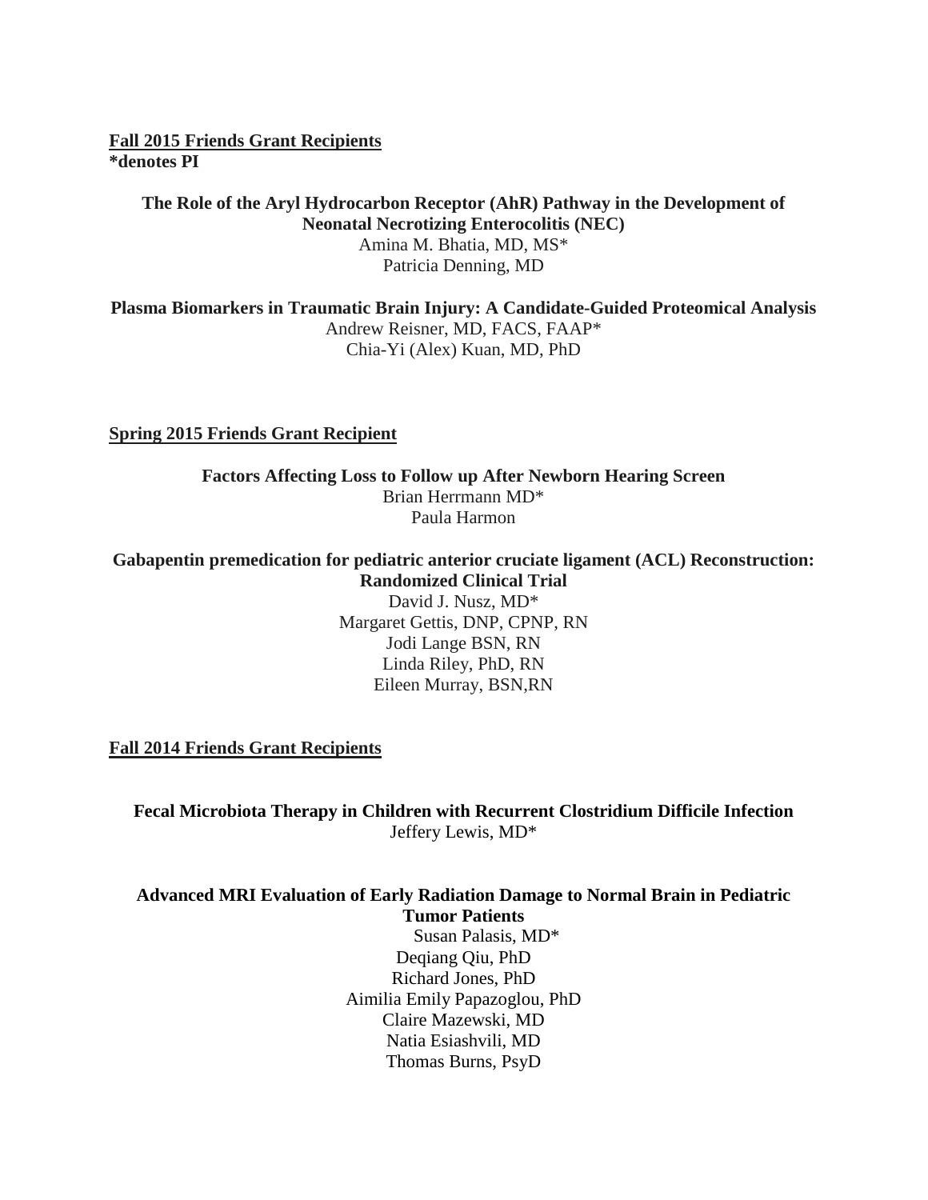**Fall 2015 Friends Grant Recipients**
***denotes PI**

**The Role of the Aryl Hydrocarbon Receptor (AhR) Pathway in the Development of Neonatal Necrotizing Enterocolitis (NEC)**
Amina M. Bhatia, MD, MS*
Patricia Denning, MD

**Plasma Biomarkers in Traumatic Brain Injury: A Candidate-Guided Proteomical Analysis**
Andrew Reisner, MD, FACS, FAAP*
Chia-Yi (Alex) Kuan, MD, PhD

**Spring 2015 Friends Grant Recipient**

**Factors Affecting Loss to Follow up After Newborn Hearing Screen**
Brian Herrmann MD*
Paula Harmon

**Gabapentin premedication for pediatric anterior cruciate ligament (ACL) Reconstruction: Randomized Clinical Trial**
David J. Nusz, MD*
Margaret Gettis, DNP, CPNP, RN
Jodi Lange BSN, RN
Linda Riley, PhD, RN
Eileen Murray, BSN,RN

**Fall 2014 Friends Grant Recipients**

**Fecal Microbiota Therapy in Children with Recurrent Clostridium Difficile Infection**
Jeffery Lewis, MD*

**Advanced MRI Evaluation of Early Radiation Damage to Normal Brain in Pediatric Tumor Patients**
Susan Palasis, MD*
Deqiang Qiu, PhD
Richard Jones, PhD
Aimilia Emily Papazoglou, PhD
Claire Mazewski, MD
Natia Esiashvili, MD
Thomas Burns, PsyD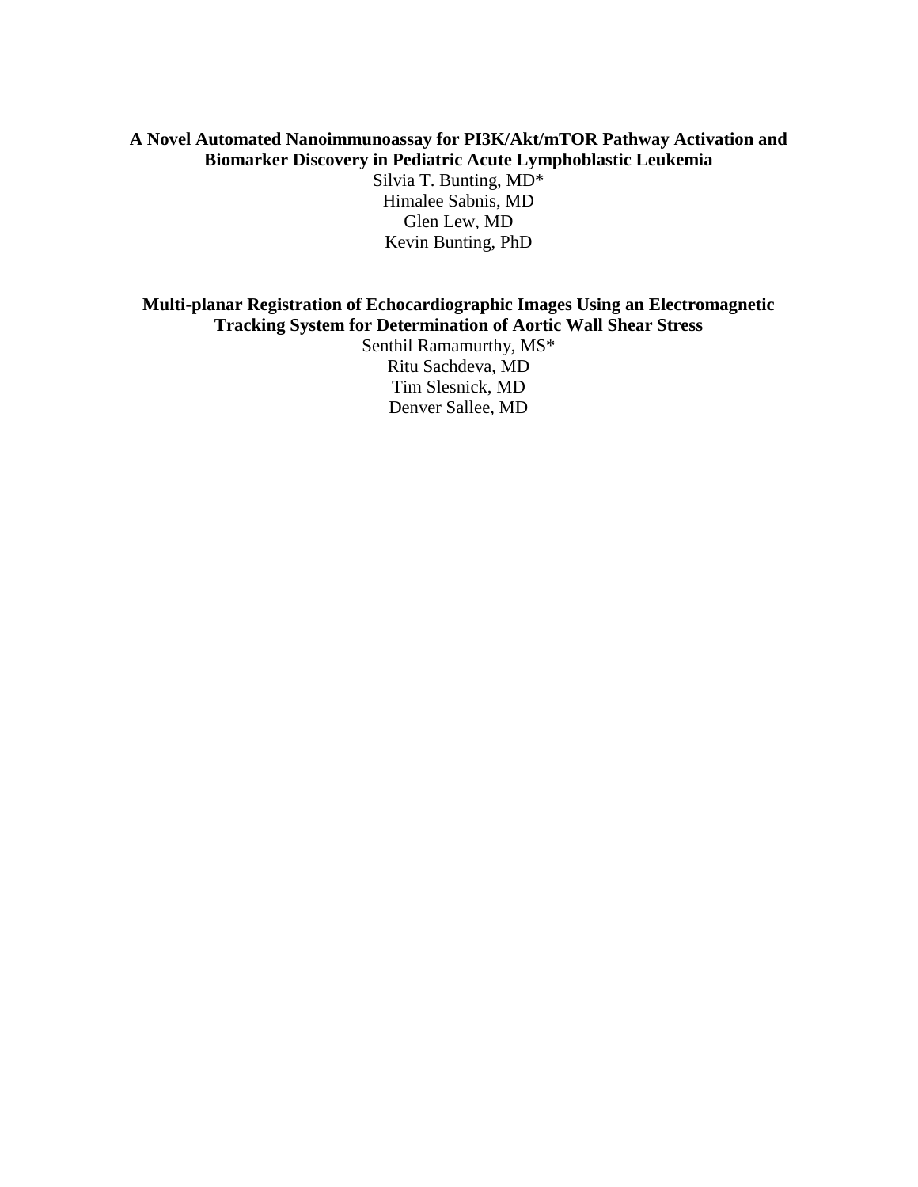**A Novel Automated Nanoimmunoassay for PI3K/Akt/mTOR Pathway Activation and Biomarker Discovery in Pediatric Acute Lymphoblastic Leukemia**

Silvia T. Bunting, MD*
Himalee Sabnis, MD
Glen Lew, MD
Kevin Bunting, PhD

**Multi-planar Registration of Echocardiographic Images Using an Electromagnetic Tracking System for Determination of Aortic Wall Shear Stress**

Senthil Ramamurthy, MS*
Ritu Sachdeva, MD
Tim Slesnick, MD
Denver Sallee, MD